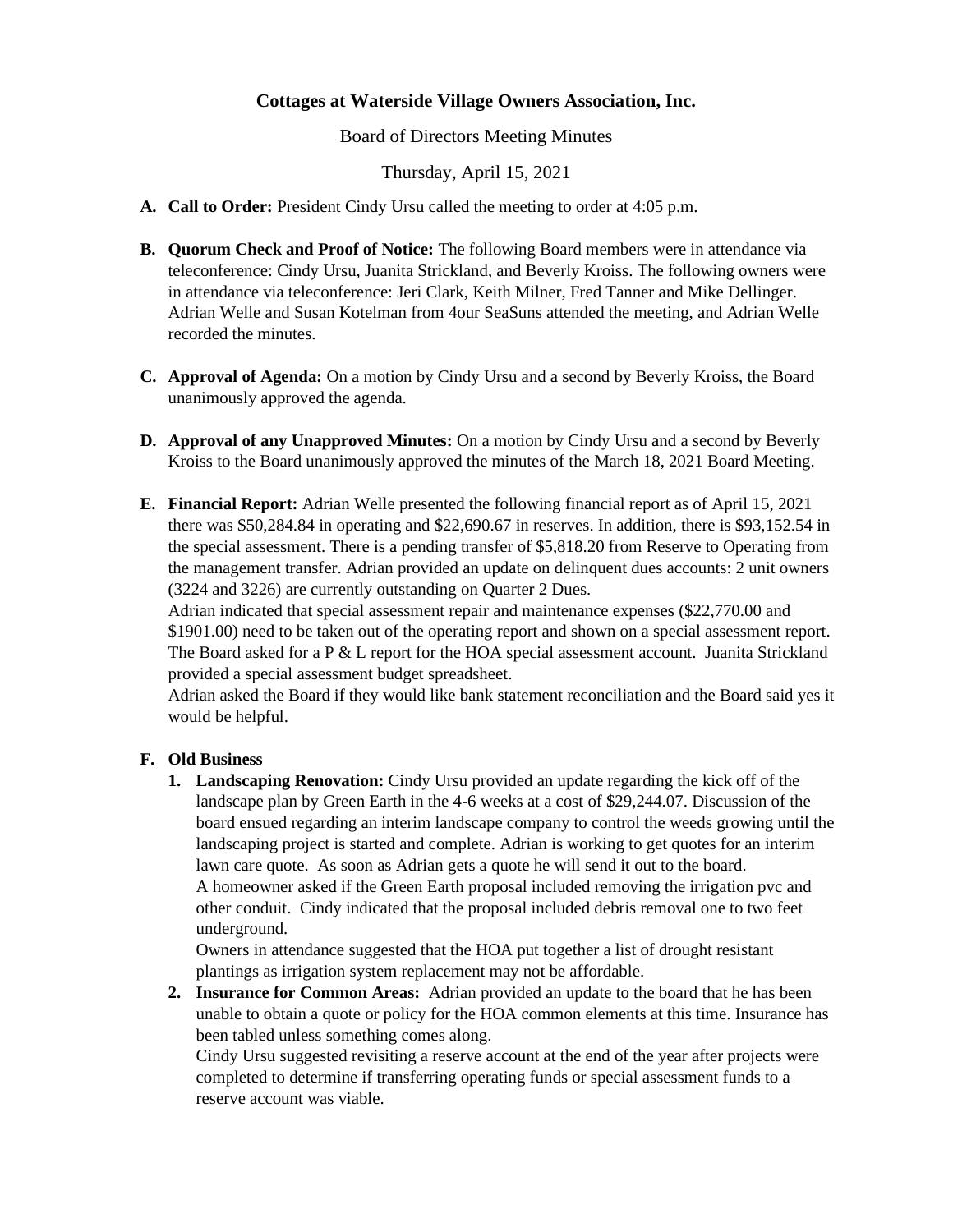# Cottages at Waterside Village Owners Association, Inc.

Board of Directors Meeting Minutes

Thursday, April 15, 2021

**A. Call to Order:** President Cindy Ursu called the meeting to order at 4:05 p.m.

**B. Quorum Check and Proof of Notice:** The following Board members were in attendance via teleconference: Cindy Ursu, Juanita Strickland, and Beverly Kroiss. The following owners were in attendance via teleconference: Jeri Clark, Keith Milner, Fred Tanner and Mike Dellinger. Adrian Welle and Susan Kotelman from 4our SeaSuns attended the meeting, and Adrian Welle recorded the minutes.

**C. Approval of Agenda:** On a motion by Cindy Ursu and a second by Beverly Kroiss, the Board unanimously approved the agenda.

**D. Approval of any Unapproved Minutes:** On a motion by Cindy Ursu and a second by Beverly Kroiss to the Board unanimously approved the minutes of the March 18, 2021 Board Meeting.

**E. Financial Report:** Adrian Welle presented the following financial report as of April 15, 2021 there was $50,284.84 in operating and $22,690.67 in reserves. In addition, there is $93,152.54 in the special assessment. There is a pending transfer of $5,818.20 from Reserve to Operating from the management transfer. Adrian provided an update on delinquent dues accounts: 2 unit owners (3224 and 3226) are currently outstanding on Quarter 2 Dues.
Adrian indicated that special assessment repair and maintenance expenses ($22,770.00 and $1901.00) need to be taken out of the operating report and shown on a special assessment report. The Board asked for a P & L report for the HOA special assessment account. Juanita Strickland provided a special assessment budget spreadsheet.
Adrian asked the Board if they would like bank statement reconciliation and the Board said yes it would be helpful.

**F. Old Business**

1. **Landscaping Renovation:** Cindy Ursu provided an update regarding the kick off of the landscape plan by Green Earth in the 4-6 weeks at a cost of $29,244.07. Discussion of the board ensued regarding an interim landscape company to control the weeds growing until the landscaping project is started and complete. Adrian is working to get quotes for an interim lawn care quote. As soon as Adrian gets a quote he will send it out to the board.
   A homeowner asked if the Green Earth proposal included removing the irrigation pvc and other conduit. Cindy indicated that the proposal included debris removal one to two feet underground.
   Owners in attendance suggested that the HOA put together a list of drought resistant plantings as irrigation system replacement may not be affordable.
2. **Insurance for Common Areas:** Adrian provided an update to the board that he has been unable to obtain a quote or policy for the HOA common elements at this time. Insurance has been tabled unless something comes along.
   Cindy Ursu suggested revisiting a reserve account at the end of the year after projects were completed to determine if transferring operating funds or special assessment funds to a reserve account was viable.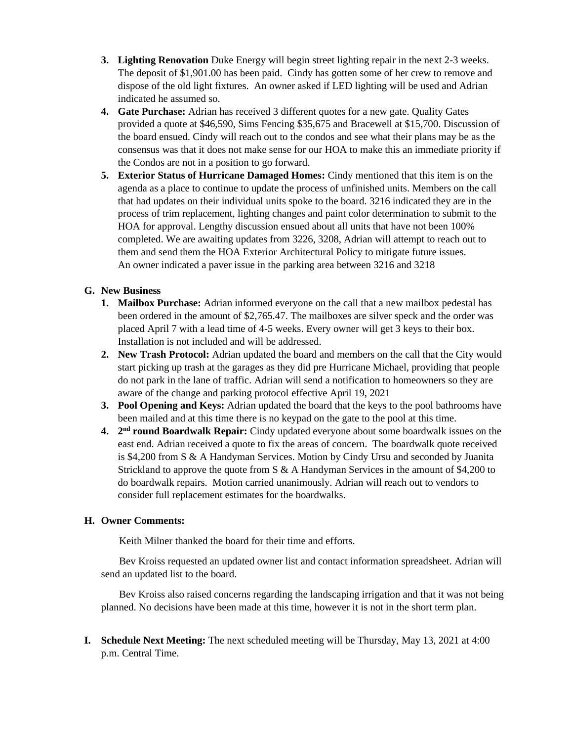3. **Lighting Renovation** Duke Energy will begin street lighting repair in the next 2-3 weeks. The deposit of $1,901.00 has been paid. Cindy has gotten some of her crew to remove and dispose of the old light fixtures. An owner asked if LED lighting will be used and Adrian indicated he assumed so.
4. **Gate Purchase:** Adrian has received 3 different quotes for a new gate. Quality Gates provided a quote at $46,590, Sims Fencing $35,675 and Bracewell at $15,700. Discussion of the board ensued. Cindy will reach out to the condos and see what their plans may be as the consensus was that it does not make sense for our HOA to make this an immediate priority if the Condos are not in a position to go forward.
5. **Exterior Status of Hurricane Damaged Homes:** Cindy mentioned that this item is on the agenda as a place to continue to update the process of unfinished units. Members on the call that had updates on their individual units spoke to the board. 3216 indicated they are in the process of trim replacement, lighting changes and paint color determination to submit to the HOA for approval. Lengthy discussion ensued about all units that have not been 100% completed. We are awaiting updates from 3226, 3208, Adrian will attempt to reach out to them and send them the HOA Exterior Architectural Policy to mitigate future issues. An owner indicated a paver issue in the parking area between 3216 and 3218

**G. New Business**

1. **Mailbox Purchase:** Adrian informed everyone on the call that a new mailbox pedestal has been ordered in the amount of $2,765.47. The mailboxes are silver speck and the order was placed April 7 with a lead time of 4-5 weeks. Every owner will get 3 keys to their box. Installation is not included and will be addressed.
2. **New Trash Protocol:** Adrian updated the board and members on the call that the City would start picking up trash at the garages as they did pre Hurricane Michael, providing that people do not park in the lane of traffic. Adrian will send a notification to homeowners so they are aware of the change and parking protocol effective April 19, 2021
3. **Pool Opening and Keys:** Adrian updated the board that the keys to the pool bathrooms have been mailed and at this time there is no keypad on the gate to the pool at this time.
4. **2nd round Boardwalk Repair:** Cindy updated everyone about some boardwalk issues on the east end. Adrian received a quote to fix the areas of concern. The boardwalk quote received is $4,200 from S & A Handyman Services. Motion by Cindy Ursu and seconded by Juanita Strickland to approve the quote from S & A Handyman Services in the amount of $4,200 to do boardwalk repairs. Motion carried unanimously. Adrian will reach out to vendors to consider full replacement estimates for the boardwalks.

**H. Owner Comments:**

Keith Milner thanked the board for their time and efforts.

Bev Kroiss requested an updated owner list and contact information spreadsheet. Adrian will send an updated list to the board.

Bev Kroiss also raised concerns regarding the landscaping irrigation and that it was not being planned. No decisions have been made at this time, however it is not in the short term plan.

**I. Schedule Next Meeting:** The next scheduled meeting will be Thursday, May 13, 2021 at 4:00 p.m. Central Time.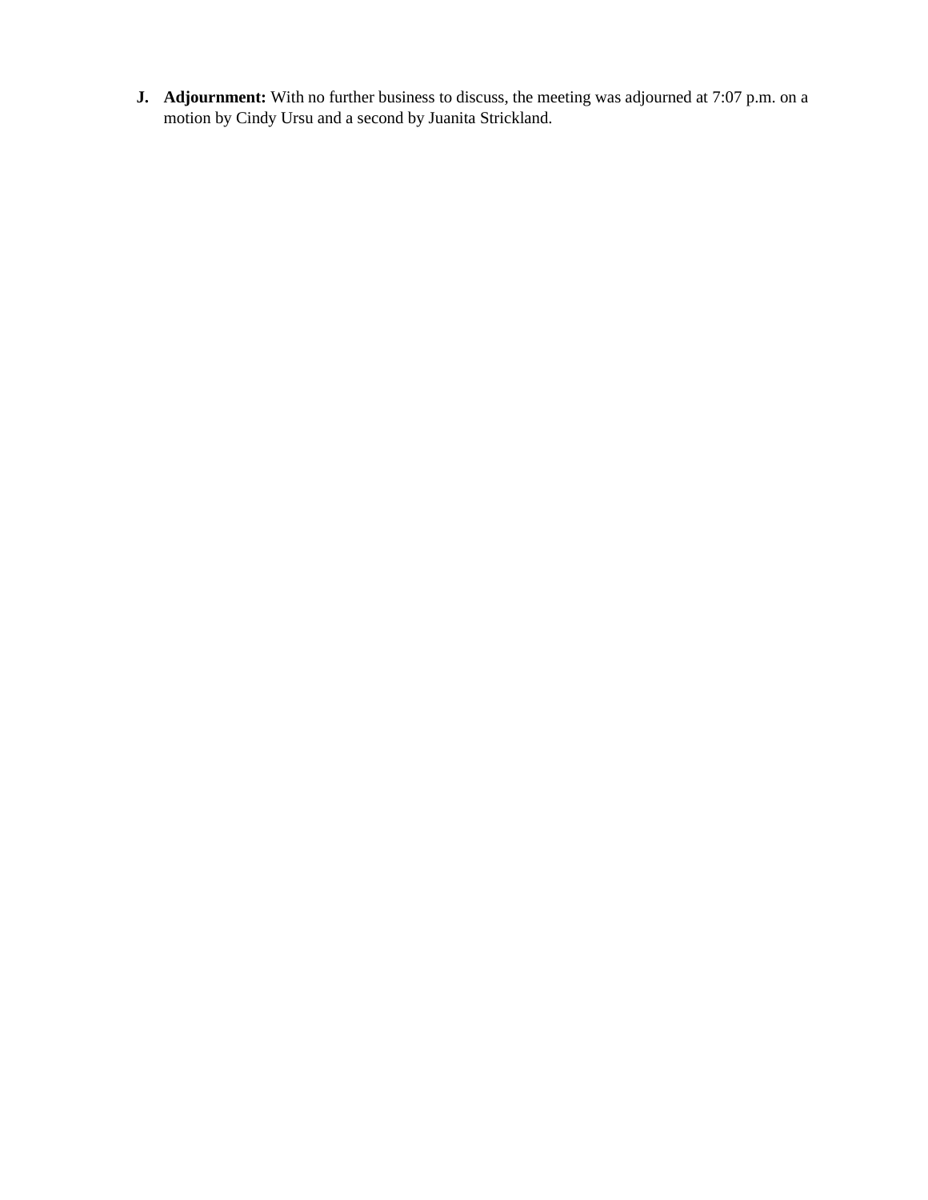**J. Adjournment:** With no further business to discuss, the meeting was adjourned at 7:07 p.m. on a motion by Cindy Ursu and a second by Juanita Strickland.